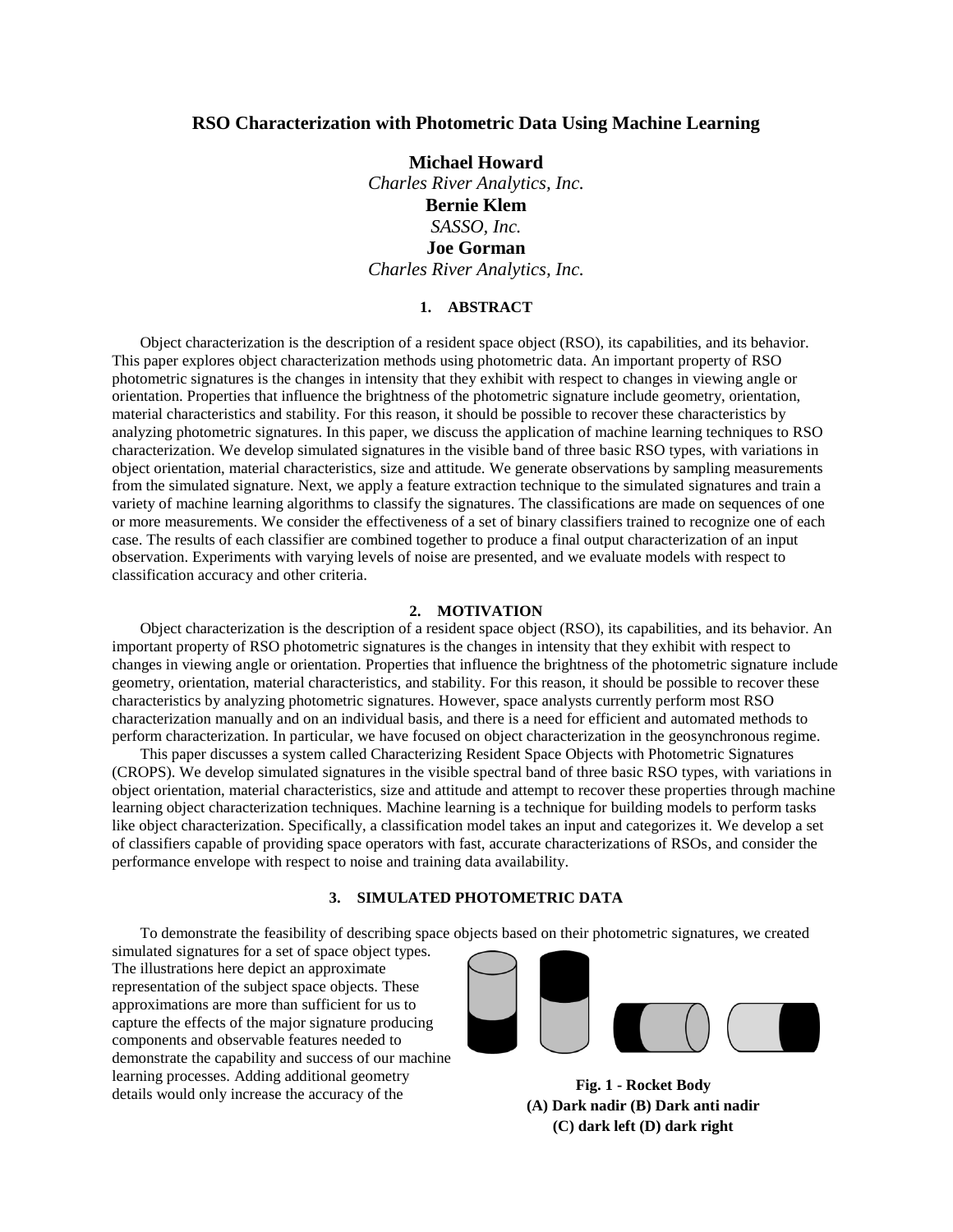# RSO Characterization with Photometric Data Using Machine Learning

**Michael Howard**
*Charles River Analytics, Inc.*
**Bernie Klem**
*SASSO, Inc.*
**Joe Gorman**
*Charles River Analytics, Inc.*

## 1. ABSTRACT

Object characterization is the description of a resident space object (RSO), its capabilities, and its behavior. This paper explores object characterization methods using photometric data. An important property of RSO photometric signatures is the changes in intensity that they exhibit with respect to changes in viewing angle or orientation. Properties that influence the brightness of the photometric signature include geometry, orientation, material characteristics and stability. For this reason, it should be possible to recover these characteristics by analyzing photometric signatures. In this paper, we discuss the application of machine learning techniques to RSO characterization. We develop simulated signatures in the visible band of three basic RSO types, with variations in object orientation, material characteristics, size and attitude. We generate observations by sampling measurements from the simulated signature. Next, we apply a feature extraction technique to the simulated signatures and train a variety of machine learning algorithms to classify the signatures. The classifications are made on sequences of one or more measurements. We consider the effectiveness of a set of binary classifiers trained to recognize one of each case. The results of each classifier are combined together to produce a final output characterization of an input observation. Experiments with varying levels of noise are presented, and we evaluate models with respect to classification accuracy and other criteria.

## 2. MOTIVATION

Object characterization is the description of a resident space object (RSO), its capabilities, and its behavior. An important property of RSO photometric signatures is the changes in intensity that they exhibit with respect to changes in viewing angle or orientation. Properties that influence the brightness of the photometric signature include geometry, orientation, material characteristics, and stability. For this reason, it should be possible to recover these characteristics by analyzing photometric signatures. However, space analysts currently perform most RSO characterization manually and on an individual basis, and there is a need for efficient and automated methods to perform characterization. In particular, we have focused on object characterization in the geosynchronous regime.

This paper discusses a system called Characterizing Resident Space Objects with Photometric Signatures (CROPS). We develop simulated signatures in the visible spectral band of three basic RSO types, with variations in object orientation, material characteristics, size and attitude and attempt to recover these properties through machine learning object characterization techniques. Machine learning is a technique for building models to perform tasks like object characterization. Specifically, a classification model takes an input and categorizes it. We develop a set of classifiers capable of providing space operators with fast, accurate characterizations of RSOs, and consider the performance envelope with respect to noise and training data availability.

## 3. SIMULATED PHOTOMETRIC DATA

To demonstrate the feasibility of describing space objects based on their photometric signatures, we created simulated signatures for a set of space object types. The illustrations here depict an approximate representation of the subject space objects. These approximations are more than sufficient for us to capture the effects of the major signature producing components and observable features needed to demonstrate the capability and success of our machine learning processes. Adding additional geometry details would only increase the accuracy of the

**Fig. 1 - Rocket Body (A) Dark nadir (B) Dark anti nadir (C) dark left (D) dark right**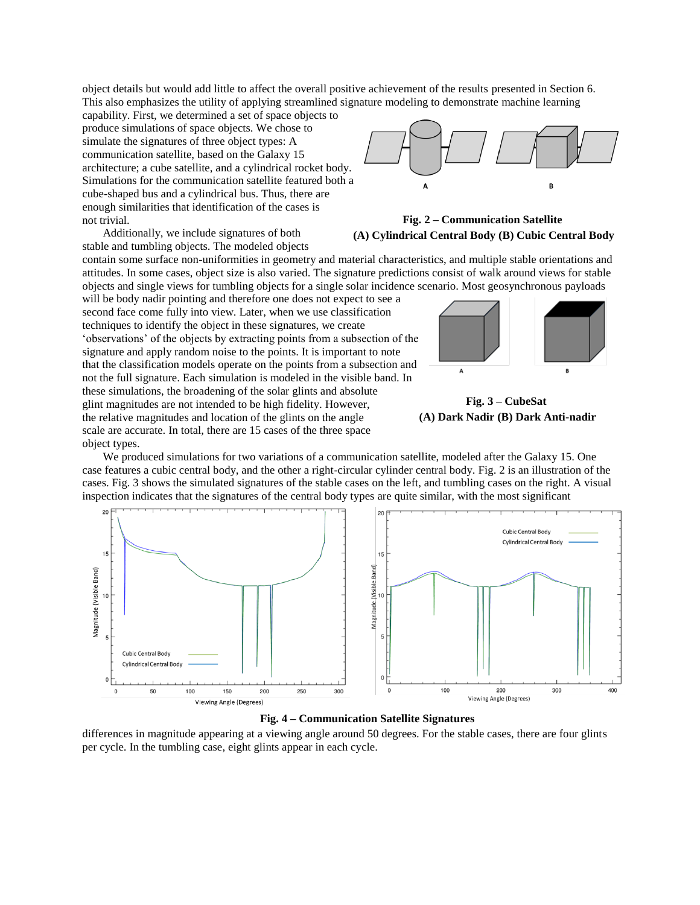object details but would add little to affect the overall positive achievement of the results presented in Section 6. This also emphasizes the utility of applying streamlined signature modeling to demonstrate machine learning capability. First, we determined a set of space objects to produce simulations of space objects. We chose to simulate the signatures of three object types: A communication satellite, based on the Galaxy 15 architecture; a cube satellite, and a cylindrical rocket body. Simulations for the communication satellite featured both a cube-shaped bus and a cylindrical bus. Thus, there are enough similarities that identification of the cases is not trivial.

**Fig. 2 – Communication Satellite (A) Cylindrical Central Body (B) Cubic Central Body**

Additionally, we include signatures of both stable and tumbling objects. The modeled objects contain some surface non-uniformities in geometry and material characteristics, and multiple stable orientations and attitudes. In some cases, object size is also varied. The signature predictions consist of walk around views for stable objects and single views for tumbling objects for a single solar incidence scenario. Most geosynchronous payloads will be body nadir pointing and therefore one does not expect to see a second face come fully into view. Later, when we use classification techniques to identify the object in these signatures, we create 'observations' of the objects by extracting points from a subsection of the signature and apply random noise to the points. It is important to note that the classification models operate on the points from a subsection and not the full signature. Each simulation is modeled in the visible band. In these simulations, the broadening of the solar glints and absolute glint magnitudes are not intended to be high fidelity. However, the relative magnitudes and location of the glints on the angle scale are accurate. In total, there are 15 cases of the three space object types.

**Fig. 3 – CubeSat (A) Dark Nadir (B) Dark Anti-nadir**

We produced simulations for two variations of a communication satellite, modeled after the Galaxy 15. One case features a cubic central body, and the other a right-circular cylinder central body. Fig. 2 is an illustration of the cases. Fig. 3 shows the simulated signatures of the stable cases on the left, and tumbling cases on the right. A visual inspection indicates that the signatures of the central body types are quite similar, with the most significant differences in magnitude appearing at a viewing angle around 50 degrees. For the stable cases, there are four glints per cycle. In the tumbling case, eight glints appear in each cycle.

**Fig. 4 – Communication Satellite Signatures**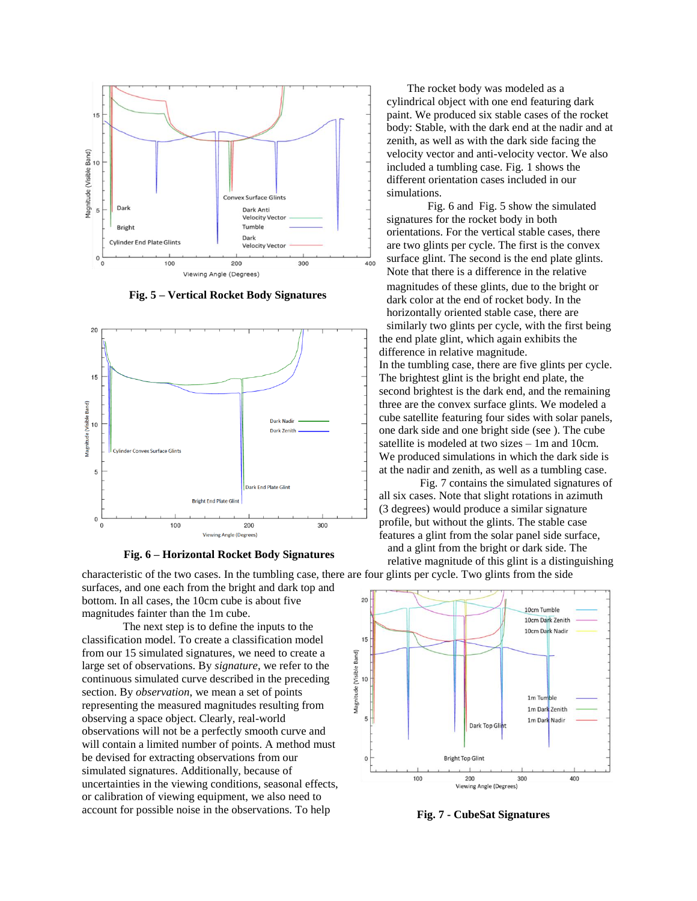Fig. 5 – Vertical Rocket Body Signatures

Fig. 6 – Horizontal Rocket Body Signatures

The rocket body was modeled as a cylindrical object with one end featuring dark paint. We produced six stable cases of the rocket body: Stable, with the dark end at the nadir and at zenith, as well as with the dark side facing the velocity vector and anti-velocity vector. We also included a tumbling case. Fig. 1 shows the different orientation cases included in our simulations.

Fig. 6 and Fig. 5 show the simulated signatures for the rocket body in both orientations. For the vertical stable cases, there are two glints per cycle. The first is the convex surface glint. The second is the end plate glints. Note that there is a difference in the relative magnitudes of these glints, due to the bright or dark color at the end of rocket body. In the horizontally oriented stable case, there are similarly two glints per cycle, with the first being the end plate glint, which again exhibits the difference in relative magnitude.

In the tumbling case, there are five glints per cycle. The brightest glint is the bright end plate, the second brightest is the dark end, and the remaining three are the convex surface glints. We modeled a cube satellite featuring four sides with solar panels, one dark side and one bright side (see ). The cube satellite is modeled at two sizes – 1m and 10cm. We produced simulations in which the dark side is at the nadir and zenith, as well as a tumbling case.

Fig. 7 contains the simulated signatures of all six cases. Note that slight rotations in azimuth (3 degrees) would produce a similar signature profile, but without the glints. The stable case features a glint from the solar panel side surface, and a glint from the bright or dark side. The relative magnitude of this glint is a distinguishing characteristic of the two cases. In the tumbling case, there are four glints per cycle. Two glints from the side surfaces, and one each from the bright and dark top and bottom. In all cases, the 10cm cube is about five magnitudes fainter than the 1m cube.

The next step is to define the inputs to the classification model. To create a classification model from our 15 simulated signatures, we need to create a large set of observations. By *signature*, we refer to the continuous simulated curve described in the preceding section. By *observation*, we mean a set of points representing the measured magnitudes resulting from observing a space object. Clearly, real-world observations will not be a perfectly smooth curve and will contain a limited number of points. A method must be devised for extracting observations from our simulated signatures. Additionally, because of uncertainties in the viewing conditions, seasonal effects, or calibration of viewing equipment, we also need to account for possible noise in the observations. To help

Fig. 7 - CubeSat Signatures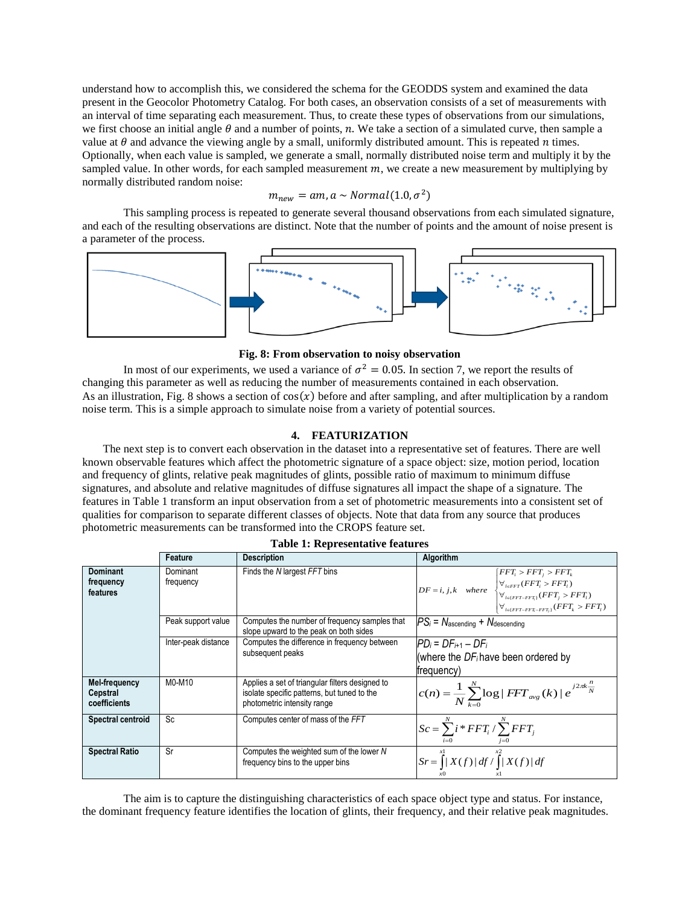understand how to accomplish this, we considered the schema for the GEODDS system and examined the data present in the Geocolor Photometry Catalog. For both cases, an observation consists of a set of measurements with an interval of time separating each measurement. Thus, to create these types of observations from our simulations, we first choose an initial angle $\theta$ and a number of points, $n$. We take a section of a simulated curve, then sample a value at $\theta$ and advance the viewing angle by a small, uniformly distributed amount. This is repeated $n$ times. Optionally, when each value is sampled, we generate a small, normally distributed noise term and multiply it by the sampled value. In other words, for each sampled measurement $m$, we create a new measurement by multiplying by normally distributed random noise:

$$m_{new} = am, a \sim Normal(1.0, \sigma^2)$$

This sampling process is repeated to generate several thousand observations from each simulated signature, and each of the resulting observations are distinct. Note that the number of points and the amount of noise present is a parameter of the process.

**Fig. 8: From observation to noisy observation**

In most of our experiments, we used a variance of $\sigma^2 = 0.05$. In section 7, we report the results of changing this parameter as well as reducing the number of measurements contained in each observation. As an illustration, Fig. 8 shows a section of $\cos(x)$ before and after sampling, and after multiplication by a random noise term. This is a simple approach to simulate noise from a variety of potential sources.

## 4. FEATURIZATION

The next step is to convert each observation in the dataset into a representative set of features. There are well known observable features which affect the photometric signature of a space object: size, motion period, location and frequency of glints, relative peak magnitudes of glints, possible ratio of maximum to minimum diffuse signatures, and absolute and relative magnitudes of diffuse signatures all impact the shape of a signature. The features in Table 1 transform an input observation from a set of photometric measurements into a consistent set of qualities for comparison to separate different classes of objects. Note that data from any source that produces photometric measurements can be transformed into the CROPS feature set.

**Table 1: Representative features**

| | Feature | Description | Algorithm |
|---|---|---|---|
| **Dominant frequency features** | Dominant frequency | Finds the *N* largest *FFT* bins | $DF = i,j,k \quad where \begin{cases} FFT_i > FFT_j > FFT_k \\ \forall_{l \in FFT}(FFT_i > FFT_l) \\ \forall_{l \in (FFT - FFT_i)}(FFT_j > FFT_l) \\ \forall_{l \in (FFT - FFT_i - FFT_j)}(FFT_k > FFT_l) \end{cases}$ |
| | Peak support value | Computes the number of frequency samples that slope upward to the peak on both sides | $PS_i = N_{ascending} + N_{descending}$ |
| | Inter-peak distance | Computes the difference in frequency between subsequent peaks | $PD_i = DF_{i+1} - DF_i$ (where the $DF_i$ have been ordered by frequency) |
| **Mel-frequency Cepstral coefficients** | M0-M10 | Applies a set of triangular filters designed to isolate specific patterns, but tuned to the photometric intensity range | $c(n) = \frac{1}{N}\sum_{k=0}^{N}\log\lvert FFT_{avg}(k)\rvert e^{j2\pi k\frac{n}{N}}$ |
| **Spectral centroid** | Sc | Computes center of mass of the *FFT* | $Sc = \sum_{i=0}^{N} i * FFT_i / \sum_{j=0}^{N} FFT_j$ |
| **Spectral Ratio** | Sr | Computes the weighted sum of the lower *N* frequency bins to the upper bins | $Sr = \int_{x0}^{x1}\lvert X(f)\rvert df / \int_{x1}^{x2}\lvert X(f)\rvert df$ |

The aim is to capture the distinguishing characteristics of each space object type and status. For instance, the dominant frequency feature identifies the location of glints, their frequency, and their relative peak magnitudes.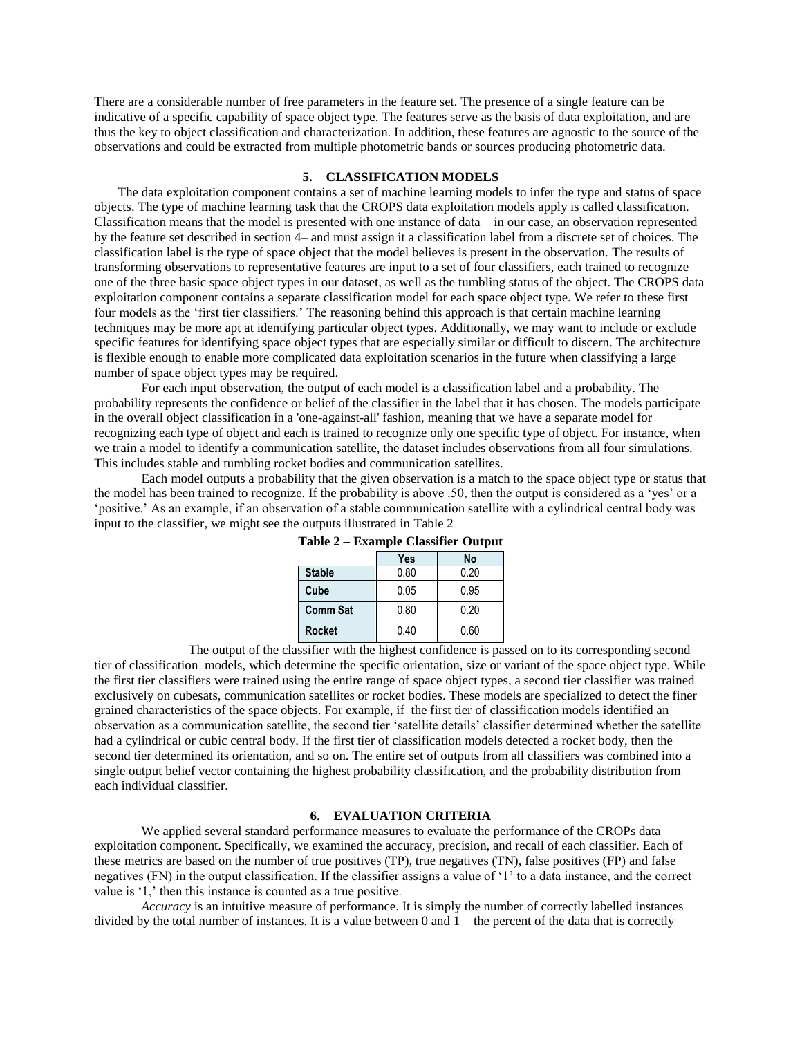There are a considerable number of free parameters in the feature set. The presence of a single feature can be indicative of a specific capability of space object type. The features serve as the basis of data exploitation, and are thus the key to object classification and characterization. In addition, these features are agnostic to the source of the observations and could be extracted from multiple photometric bands or sources producing photometric data.

## 5. CLASSIFICATION MODELS

The data exploitation component contains a set of machine learning models to infer the type and status of space objects. The type of machine learning task that the CROPS data exploitation models apply is called classification. Classification means that the model is presented with one instance of data – in our case, an observation represented by the feature set described in section 4– and must assign it a classification label from a discrete set of choices. The classification label is the type of space object that the model believes is present in the observation. The results of transforming observations to representative features are input to a set of four classifiers, each trained to recognize one of the three basic space object types in our dataset, as well as the tumbling status of the object. The CROPS data exploitation component contains a separate classification model for each space object type. We refer to these first four models as the 'first tier classifiers.' The reasoning behind this approach is that certain machine learning techniques may be more apt at identifying particular object types. Additionally, we may want to include or exclude specific features for identifying space object types that are especially similar or difficult to discern. The architecture is flexible enough to enable more complicated data exploitation scenarios in the future when classifying a large number of space object types may be required.

For each input observation, the output of each model is a classification label and a probability. The probability represents the confidence or belief of the classifier in the label that it has chosen. The models participate in the overall object classification in a 'one-against-all' fashion, meaning that we have a separate model for recognizing each type of object and each is trained to recognize only one specific type of object. For instance, when we train a model to identify a communication satellite, the dataset includes observations from all four simulations. This includes stable and tumbling rocket bodies and communication satellites.

Each model outputs a probability that the given observation is a match to the space object type or status that the model has been trained to recognize. If the probability is above .50, then the output is considered as a 'yes' or a 'positive.' As an example, if an observation of a stable communication satellite with a cylindrical central body was input to the classifier, we might see the outputs illustrated in Table 2

**Table 2 – Example Classifier Output**

| | Yes | No |
|---|---|---|
| **Stable** | 0.80 | 0.20 |
| **Cube** | 0.05 | 0.95 |
| **Comm Sat** | 0.80 | 0.20 |
| **Rocket** | 0.40 | 0.60 |

The output of the classifier with the highest confidence is passed on to its corresponding second tier of classification models, which determine the specific orientation, size or variant of the space object type. While the first tier classifiers were trained using the entire range of space object types, a second tier classifier was trained exclusively on cubesats, communication satellites or rocket bodies. These models are specialized to detect the finer grained characteristics of the space objects. For example, if the first tier of classification models identified an observation as a communication satellite, the second tier 'satellite details' classifier determined whether the satellite had a cylindrical or cubic central body. If the first tier of classification models detected a rocket body, then the second tier determined its orientation, and so on. The entire set of outputs from all classifiers was combined into a single output belief vector containing the highest probability classification, and the probability distribution from each individual classifier.

## 6. EVALUATION CRITERIA

We applied several standard performance measures to evaluate the performance of the CROPs data exploitation component. Specifically, we examined the accuracy, precision, and recall of each classifier. Each of these metrics are based on the number of true positives (TP), true negatives (TN), false positives (FP) and false negatives (FN) in the output classification. If the classifier assigns a value of '1' to a data instance, and the correct value is '1,' then this instance is counted as a true positive.

*Accuracy* is an intuitive measure of performance. It is simply the number of correctly labelled instances divided by the total number of instances. It is a value between 0 and 1 – the percent of the data that is correctly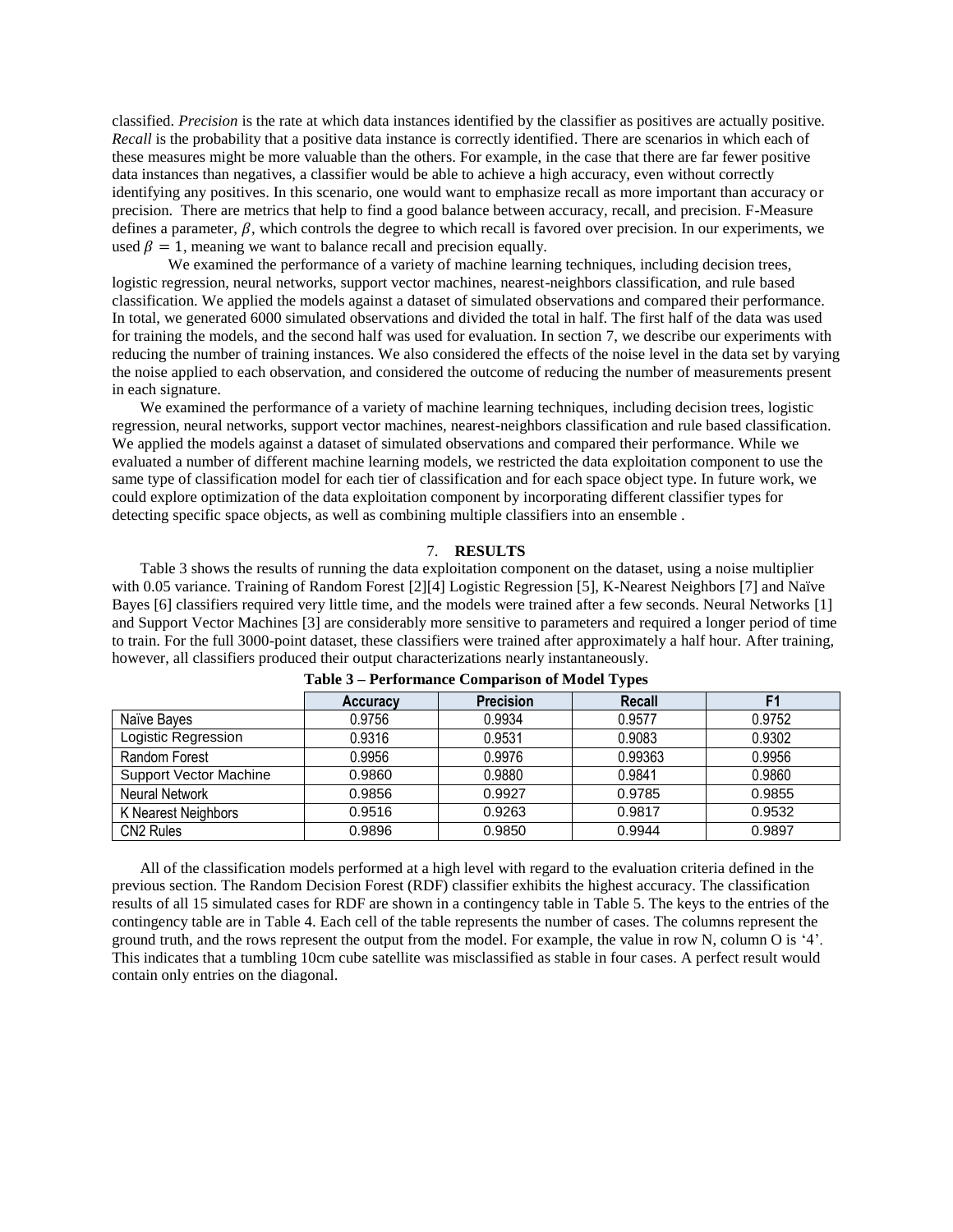classified. *Precision* is the rate at which data instances identified by the classifier as positives are actually positive. *Recall* is the probability that a positive data instance is correctly identified. There are scenarios in which each of these measures might be more valuable than the others. For example, in the case that there are far fewer positive data instances than negatives, a classifier would be able to achieve a high accuracy, even without correctly identifying any positives. In this scenario, one would want to emphasize recall as more important than accuracy or precision. There are metrics that help to find a good balance between accuracy, recall, and precision. F-Measure defines a parameter, $\beta$, which controls the degree to which recall is favored over precision. In our experiments, we used $\beta = 1$, meaning we want to balance recall and precision equally.

We examined the performance of a variety of machine learning techniques, including decision trees, logistic regression, neural networks, support vector machines, nearest-neighbors classification, and rule based classification. We applied the models against a dataset of simulated observations and compared their performance. In total, we generated 6000 simulated observations and divided the total in half. The first half of the data was used for training the models, and the second half was used for evaluation. In section 7, we describe our experiments with reducing the number of training instances. We also considered the effects of the noise level in the data set by varying the noise applied to each observation, and considered the outcome of reducing the number of measurements present in each signature.

We examined the performance of a variety of machine learning techniques, including decision trees, logistic regression, neural networks, support vector machines, nearest-neighbors classification and rule based classification. We applied the models against a dataset of simulated observations and compared their performance. While we evaluated a number of different machine learning models, we restricted the data exploitation component to use the same type of classification model for each tier of classification and for each space object type. In future work, we could explore optimization of the data exploitation component by incorporating different classifier types for detecting specific space objects, as well as combining multiple classifiers into an ensemble .

## 7. RESULTS

Table 3 shows the results of running the data exploitation component on the dataset, using a noise multiplier with 0.05 variance. Training of Random Forest [2][4] Logistic Regression [5], K-Nearest Neighbors [7] and Naïve Bayes [6] classifiers required very little time, and the models were trained after a few seconds. Neural Networks [1] and Support Vector Machines [3] are considerably more sensitive to parameters and required a longer period of time to train. For the full 3000-point dataset, these classifiers were trained after approximately a half hour. After training, however, all classifiers produced their output characterizations nearly instantaneously.

**Table 3 – Performance Comparison of Model Types**

| | Accuracy | Precision | Recall | F1 |
|---|---|---|---|---|
| Naïve Bayes | 0.9756 | 0.9934 | 0.9577 | 0.9752 |
| Logistic Regression | 0.9316 | 0.9531 | 0.9083 | 0.9302 |
| Random Forest | 0.9956 | 0.9976 | 0.99363 | 0.9956 |
| Support Vector Machine | 0.9860 | 0.9880 | 0.9841 | 0.9860 |
| Neural Network | 0.9856 | 0.9927 | 0.9785 | 0.9855 |
| K Nearest Neighbors | 0.9516 | 0.9263 | 0.9817 | 0.9532 |
| CN2 Rules | 0.9896 | 0.9850 | 0.9944 | 0.9897 |

All of the classification models performed at a high level with regard to the evaluation criteria defined in the previous section. The Random Decision Forest (RDF) classifier exhibits the highest accuracy. The classification results of all 15 simulated cases for RDF are shown in a contingency table in Table 5. The keys to the entries of the contingency table are in Table 4. Each cell of the table represents the number of cases. The columns represent the ground truth, and the rows represent the output from the model. For example, the value in row N, column O is '4'. This indicates that a tumbling 10cm cube satellite was misclassified as stable in four cases. A perfect result would contain only entries on the diagonal.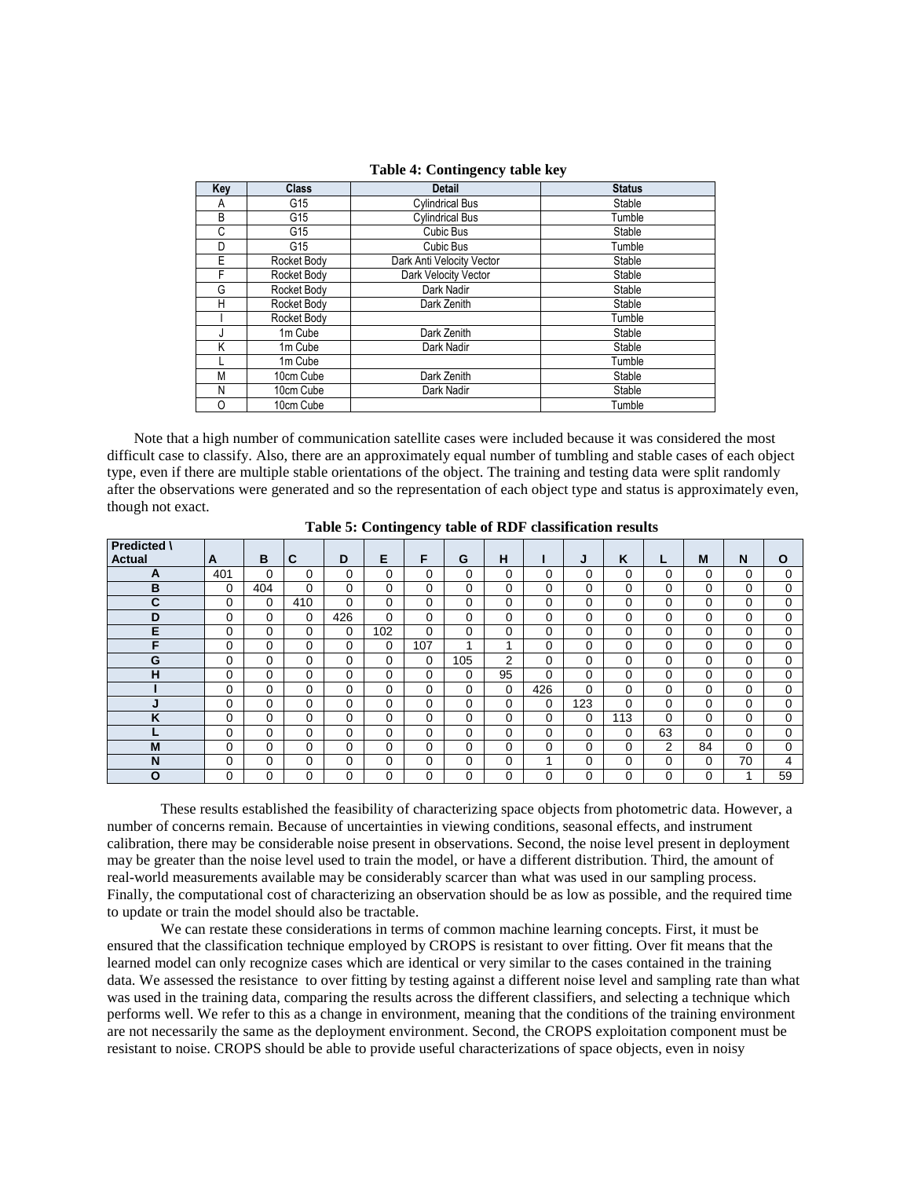**Table 4: Contingency table key**

| Key | Class | Detail | Status |
|---|---|---|---|
| A | G15 | Cylindrical Bus | Stable |
| B | G15 | Cylindrical Bus | Tumble |
| C | G15 | Cubic Bus | Stable |
| D | G15 | Cubic Bus | Tumble |
| E | Rocket Body | Dark Anti Velocity Vector | Stable |
| F | Rocket Body | Dark Velocity Vector | Stable |
| G | Rocket Body | Dark Nadir | Stable |
| H | Rocket Body | Dark Zenith | Stable |
| I | Rocket Body | | Tumble |
| J | 1m Cube | Dark Zenith | Stable |
| K | 1m Cube | Dark Nadir | Stable |
| L | 1m Cube | | Tumble |
| M | 10cm Cube | Dark Zenith | Stable |
| N | 10cm Cube | Dark Nadir | Stable |
| O | 10cm Cube | | Tumble |

Note that a high number of communication satellite cases were included because it was considered the most difficult case to classify. Also, there are an approximately equal number of tumbling and stable cases of each object type, even if there are multiple stable orientations of the object. The training and testing data were split randomly after the observations were generated and so the representation of each object type and status is approximately even, though not exact.

**Table 5: Contingency table of RDF classification results**

| Predicted \ Actual | A | B | C | D | E | F | G | H | I | J | K | L | M | N | O |
|---|---|---|---|---|---|---|---|---|---|---|---|---|---|---|---|
| **A** | 401 | 0 | 0 | 0 | 0 | 0 | 0 | 0 | 0 | 0 | 0 | 0 | 0 | 0 | 0 |
| **B** | 0 | 404 | 0 | 0 | 0 | 0 | 0 | 0 | 0 | 0 | 0 | 0 | 0 | 0 | 0 |
| **C** | 0 | 0 | 410 | 0 | 0 | 0 | 0 | 0 | 0 | 0 | 0 | 0 | 0 | 0 | 0 |
| **D** | 0 | 0 | 0 | 426 | 0 | 0 | 0 | 0 | 0 | 0 | 0 | 0 | 0 | 0 | 0 |
| **E** | 0 | 0 | 0 | 0 | 102 | 0 | 0 | 0 | 0 | 0 | 0 | 0 | 0 | 0 | 0 |
| **F** | 0 | 0 | 0 | 0 | 0 | 107 | 1 | 1 | 0 | 0 | 0 | 0 | 0 | 0 | 0 |
| **G** | 0 | 0 | 0 | 0 | 0 | 0 | 105 | 2 | 0 | 0 | 0 | 0 | 0 | 0 | 0 |
| **H** | 0 | 0 | 0 | 0 | 0 | 0 | 0 | 95 | 0 | 0 | 0 | 0 | 0 | 0 | 0 |
| **I** | 0 | 0 | 0 | 0 | 0 | 0 | 0 | 0 | 426 | 0 | 0 | 0 | 0 | 0 | 0 |
| **J** | 0 | 0 | 0 | 0 | 0 | 0 | 0 | 0 | 0 | 123 | 0 | 0 | 0 | 0 | 0 |
| **K** | 0 | 0 | 0 | 0 | 0 | 0 | 0 | 0 | 0 | 0 | 113 | 0 | 0 | 0 | 0 |
| **L** | 0 | 0 | 0 | 0 | 0 | 0 | 0 | 0 | 0 | 0 | 0 | 63 | 0 | 0 | 0 |
| **M** | 0 | 0 | 0 | 0 | 0 | 0 | 0 | 0 | 0 | 0 | 0 | 2 | 84 | 0 | 0 |
| **N** | 0 | 0 | 0 | 0 | 0 | 0 | 0 | 0 | 1 | 0 | 0 | 0 | 0 | 70 | 4 |
| **O** | 0 | 0 | 0 | 0 | 0 | 0 | 0 | 0 | 0 | 0 | 0 | 0 | 0 | 1 | 59 |

These results established the feasibility of characterizing space objects from photometric data. However, a number of concerns remain. Because of uncertainties in viewing conditions, seasonal effects, and instrument calibration, there may be considerable noise present in observations. Second, the noise level present in deployment may be greater than the noise level used to train the model, or have a different distribution. Third, the amount of real-world measurements available may be considerably scarcer than what was used in our sampling process. Finally, the computational cost of characterizing an observation should be as low as possible, and the required time to update or train the model should also be tractable.

We can restate these considerations in terms of common machine learning concepts. First, it must be ensured that the classification technique employed by CROPS is resistant to over fitting. Over fit means that the learned model can only recognize cases which are identical or very similar to the cases contained in the training data. We assessed the resistance to over fitting by testing against a different noise level and sampling rate than what was used in the training data, comparing the results across the different classifiers, and selecting a technique which performs well. We refer to this as a change in environment, meaning that the conditions of the training environment are not necessarily the same as the deployment environment. Second, the CROPS exploitation component must be resistant to noise. CROPS should be able to provide useful characterizations of space objects, even in noisy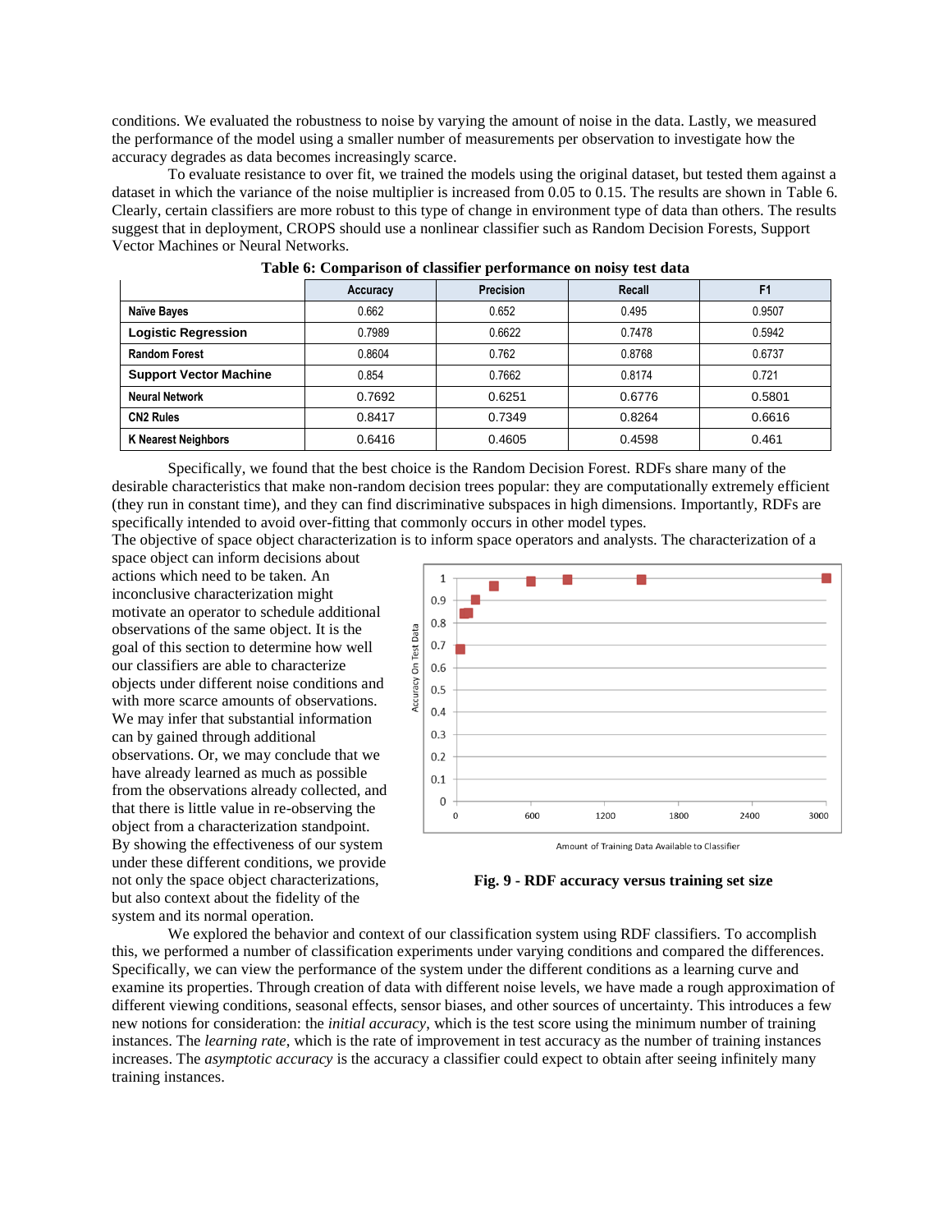conditions. We evaluated the robustness to noise by varying the amount of noise in the data. Lastly, we measured the performance of the model using a smaller number of measurements per observation to investigate how the accuracy degrades as data becomes increasingly scarce.

To evaluate resistance to over fit, we trained the models using the original dataset, but tested them against a dataset in which the variance of the noise multiplier is increased from 0.05 to 0.15. The results are shown in Table 6. Clearly, certain classifiers are more robust to this type of change in environment type of data than others. The results suggest that in deployment, CROPS should use a nonlinear classifier such as Random Decision Forests, Support Vector Machines or Neural Networks.

**Table 6: Comparison of classifier performance on noisy test data**

| | Accuracy | Precision | Recall | F1 |
|---|---|---|---|---|
| **Naïve Bayes** | 0.662 | 0.652 | 0.495 | 0.9507 |
| **Logistic Regression** | 0.7989 | 0.6622 | 0.7478 | 0.5942 |
| **Random Forest** | 0.8604 | 0.762 | 0.8768 | 0.6737 |
| **Support Vector Machine** | 0.854 | 0.7662 | 0.8174 | 0.721 |
| **Neural Network** | 0.7692 | 0.6251 | 0.6776 | 0.5801 |
| **CN2 Rules** | 0.8417 | 0.7349 | 0.8264 | 0.6616 |
| **K Nearest Neighbors** | 0.6416 | 0.4605 | 0.4598 | 0.461 |

Specifically, we found that the best choice is the Random Decision Forest. RDFs share many of the desirable characteristics that make non-random decision trees popular: they are computationally extremely efficient (they run in constant time), and they can find discriminative subspaces in high dimensions. Importantly, RDFs are specifically intended to avoid over-fitting that commonly occurs in other model types.

The objective of space object characterization is to inform space operators and analysts. The characterization of a space object can inform decisions about actions which need to be taken. An inconclusive characterization might motivate an operator to schedule additional observations of the same object. It is the goal of this section to determine how well our classifiers are able to characterize objects under different noise conditions and with more scarce amounts of observations. We may infer that substantial information can by gained through additional observations. Or, we may conclude that we have already learned as much as possible from the observations already collected, and that there is little value in re-observing the object from a characterization standpoint. By showing the effectiveness of our system under these different conditions, we provide not only the space object characterizations, but also context about the fidelity of the system and its normal operation.

**Fig. 9 - RDF accuracy versus training set size**

We explored the behavior and context of our classification system using RDF classifiers. To accomplish this, we performed a number of classification experiments under varying conditions and compared the differences. Specifically, we can view the performance of the system under the different conditions as a learning curve and examine its properties. Through creation of data with different noise levels, we have made a rough approximation of different viewing conditions, seasonal effects, sensor biases, and other sources of uncertainty. This introduces a few new notions for consideration: the *initial accuracy*, which is the test score using the minimum number of training instances. The *learning rate*, which is the rate of improvement in test accuracy as the number of training instances increases. The *asymptotic accuracy* is the accuracy a classifier could expect to obtain after seeing infinitely many training instances.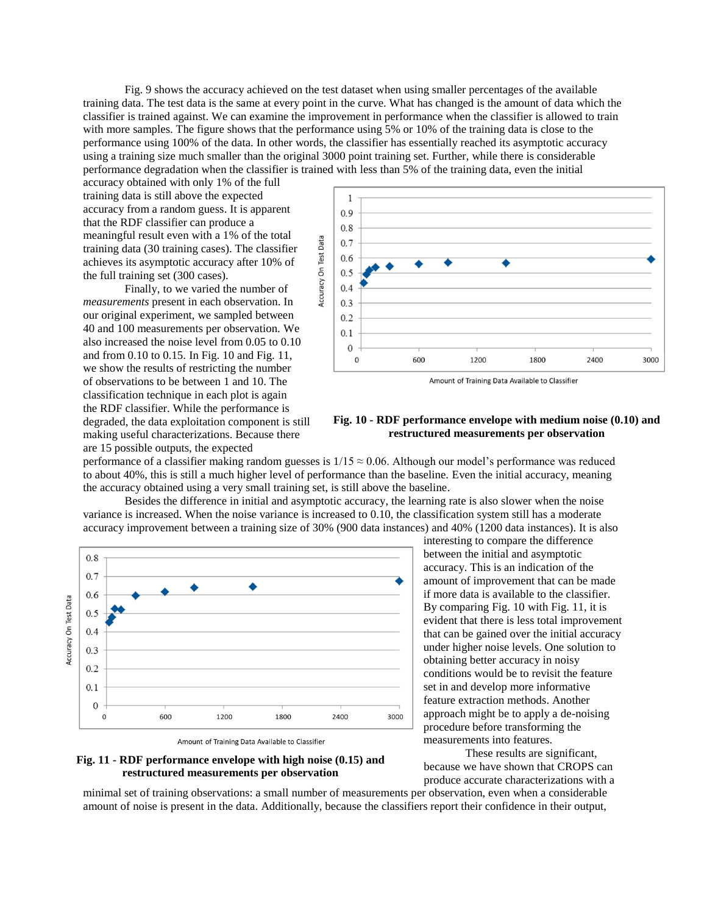Fig. 9 shows the accuracy achieved on the test dataset when using smaller percentages of the available training data. The test data is the same at every point in the curve. What has changed is the amount of data which the classifier is trained against. We can examine the improvement in performance when the classifier is allowed to train with more samples. The figure shows that the performance using 5% or 10% of the training data is close to the performance using 100% of the data. In other words, the classifier has essentially reached its asymptotic accuracy using a training size much smaller than the original 3000 point training set. Further, while there is considerable performance degradation when the classifier is trained with less than 5% of the training data, even the initial accuracy obtained with only 1% of the full training data is still above the expected accuracy from a random guess. It is apparent that the RDF classifier can produce a meaningful result even with a 1% of the total training data (30 training cases). The classifier achieves its asymptotic accuracy after 10% of the full training set (300 cases).

Finally, to we varied the number of *measurements* present in each observation. In our original experiment, we sampled between 40 and 100 measurements per observation. We also increased the noise level from 0.05 to 0.10 and from 0.10 to 0.15. In Fig. 10 and Fig. 11, we show the results of restricting the number of observations to be between 1 and 10. The classification technique in each plot is again the RDF classifier. While the performance is degraded, the data exploitation component is still making useful characterizations. Because there are 15 possible outputs, the expected performance of a classifier making random guesses is $1/15 \approx 0.06$. Although our model's performance was reduced to about 40%, this is still a much higher level of performance than the baseline. Even the initial accuracy, meaning the accuracy obtained using a very small training set, is still above the baseline.

**Fig. 10 - RDF performance envelope with medium noise (0.10) and restructured measurements per observation**

Besides the difference in initial and asymptotic accuracy, the learning rate is also slower when the noise variance is increased. When the noise variance is increased to 0.10, the classification system still has a moderate accuracy improvement between a training size of 30% (900 data instances) and 40% (1200 data instances). It is also interesting to compare the difference between the initial and asymptotic accuracy. This is an indication of the amount of improvement that can be made if more data is available to the classifier. By comparing Fig. 10 with Fig. 11, it is evident that there is less total improvement that can be gained over the initial accuracy under higher noise levels. One solution to obtaining better accuracy in noisy conditions would be to revisit the feature set in and develop more informative feature extraction methods. Another approach might be to apply a de-noising procedure before transforming the measurements into features.

**Fig. 11 - RDF performance envelope with high noise (0.15) and restructured measurements per observation**

These results are significant, because we have shown that CROPS can produce accurate characterizations with a minimal set of training observations: a small number of measurements per observation, even when a considerable amount of noise is present in the data. Additionally, because the classifiers report their confidence in their output,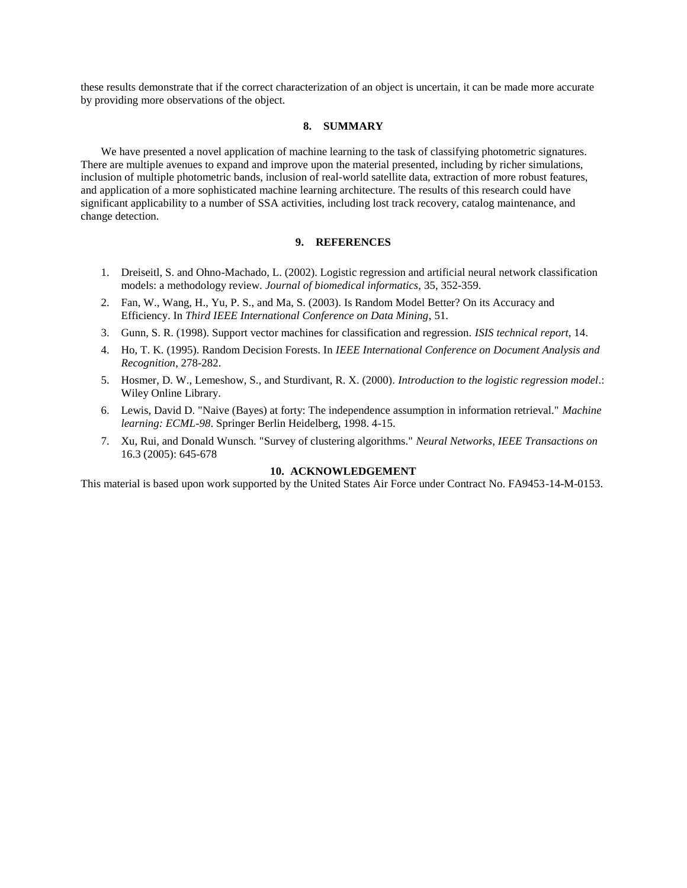these results demonstrate that if the correct characterization of an object is uncertain, it can be made more accurate by providing more observations of the object.

## 8. SUMMARY

We have presented a novel application of machine learning to the task of classifying photometric signatures. There are multiple avenues to expand and improve upon the material presented, including by richer simulations, inclusion of multiple photometric bands, inclusion of real-world satellite data, extraction of more robust features, and application of a more sophisticated machine learning architecture. The results of this research could have significant applicability to a number of SSA activities, including lost track recovery, catalog maintenance, and change detection.

## 9. REFERENCES

1. Dreiseitl, S. and Ohno-Machado, L. (2002). Logistic regression and artificial neural network classification models: a methodology review. *Journal of biomedical informatics*, 35, 352-359.
2. Fan, W., Wang, H., Yu, P. S., and Ma, S. (2003). Is Random Model Better? On its Accuracy and Efficiency. In *Third IEEE International Conference on Data Mining*, 51.
3. Gunn, S. R. (1998). Support vector machines for classification and regression. *ISIS technical report*, 14.
4. Ho, T. K. (1995). Random Decision Forests. In *IEEE International Conference on Document Analysis and Recognition*, 278-282.
5. Hosmer, D. W., Lemeshow, S., and Sturdivant, R. X. (2000). *Introduction to the logistic regression model*.: Wiley Online Library.
6. Lewis, David D. "Naive (Bayes) at forty: The independence assumption in information retrieval." *Machine learning: ECML-98*. Springer Berlin Heidelberg, 1998. 4-15.
7. Xu, Rui, and Donald Wunsch. "Survey of clustering algorithms." *Neural Networks, IEEE Transactions on* 16.3 (2005): 645-678

## 10. ACKNOWLEDGEMENT

This material is based upon work supported by the United States Air Force under Contract No. FA9453-14-M-0153.